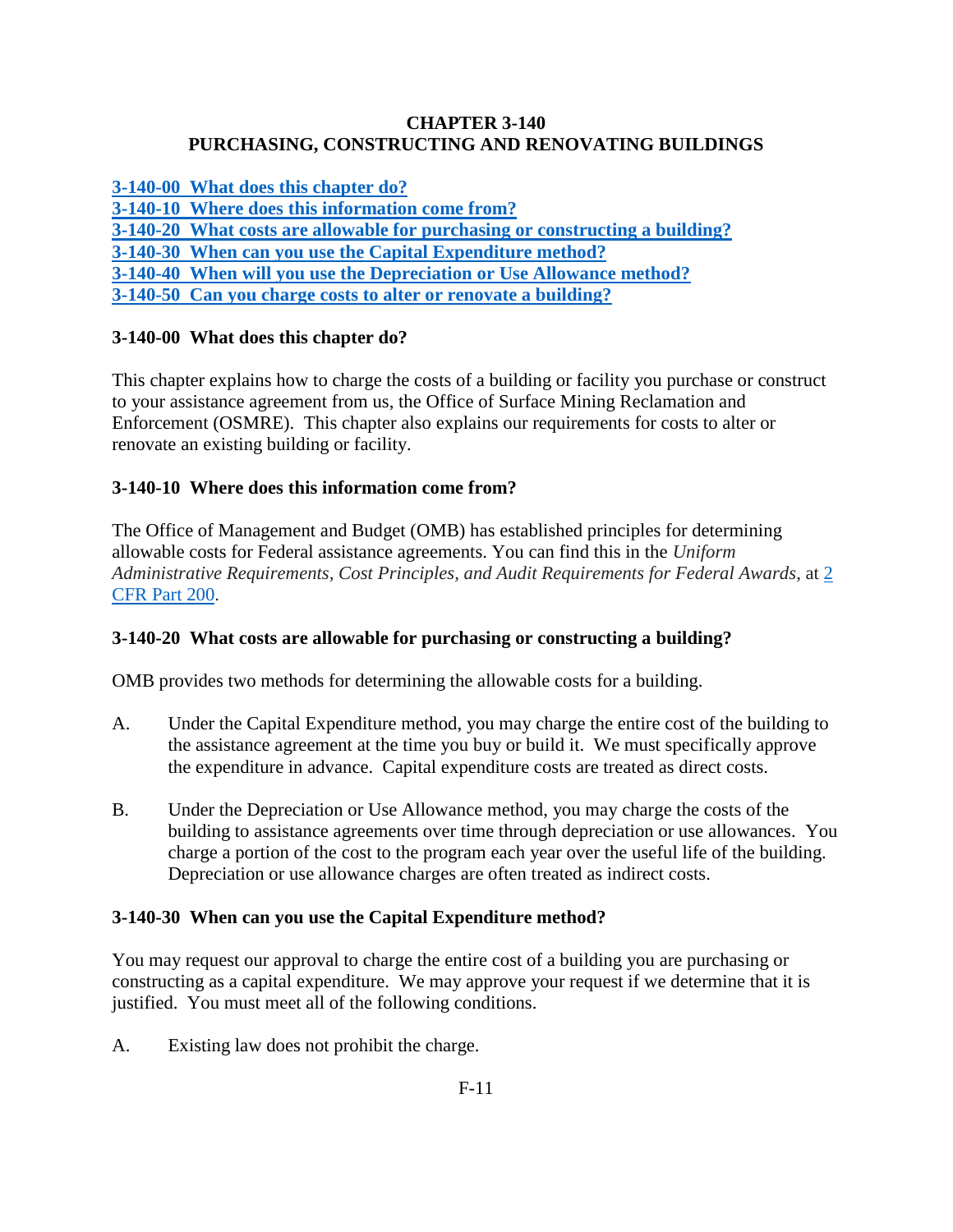# CHAPTER 3-140
# PURCHASING, CONSTRUCTING AND RENOVATING BUILDINGS

[3-140-00 What does this chapter do?](#)
[3-140-10 Where does this information come from?](#)
[3-140-20 What costs are allowable for purchasing or constructing a building?](#)
[3-140-30 When can you use the Capital Expenditure method?](#)
[3-140-40 When will you use the Depreciation or Use Allowance method?](#)
[3-140-50 Can you charge costs to alter or renovate a building?](#)

## 3-140-00 What does this chapter do?

This chapter explains how to charge the costs of a building or facility you purchase or construct to your assistance agreement from us, the Office of Surface Mining Reclamation and Enforcement (OSMRE). This chapter also explains our requirements for costs to alter or renovate an existing building or facility.

## 3-140-10 Where does this information come from?

The Office of Management and Budget (OMB) has established principles for determining allowable costs for Federal assistance agreements. You can find this in the *Uniform Administrative Requirements, Cost Principles, and Audit Requirements for Federal Awards*, at [2 CFR Part 200](#).

## 3-140-20 What costs are allowable for purchasing or constructing a building?

OMB provides two methods for determining the allowable costs for a building.

A. Under the Capital Expenditure method, you may charge the entire cost of the building to the assistance agreement at the time you buy or build it. We must specifically approve the expenditure in advance. Capital expenditure costs are treated as direct costs.

B. Under the Depreciation or Use Allowance method, you may charge the costs of the building to assistance agreements over time through depreciation or use allowances. You charge a portion of the cost to the program each year over the useful life of the building. Depreciation or use allowance charges are often treated as indirect costs.

## 3-140-30 When can you use the Capital Expenditure method?

You may request our approval to charge the entire cost of a building you are purchasing or constructing as a capital expenditure. We may approve your request if we determine that it is justified. You must meet all of the following conditions.

A. Existing law does not prohibit the charge.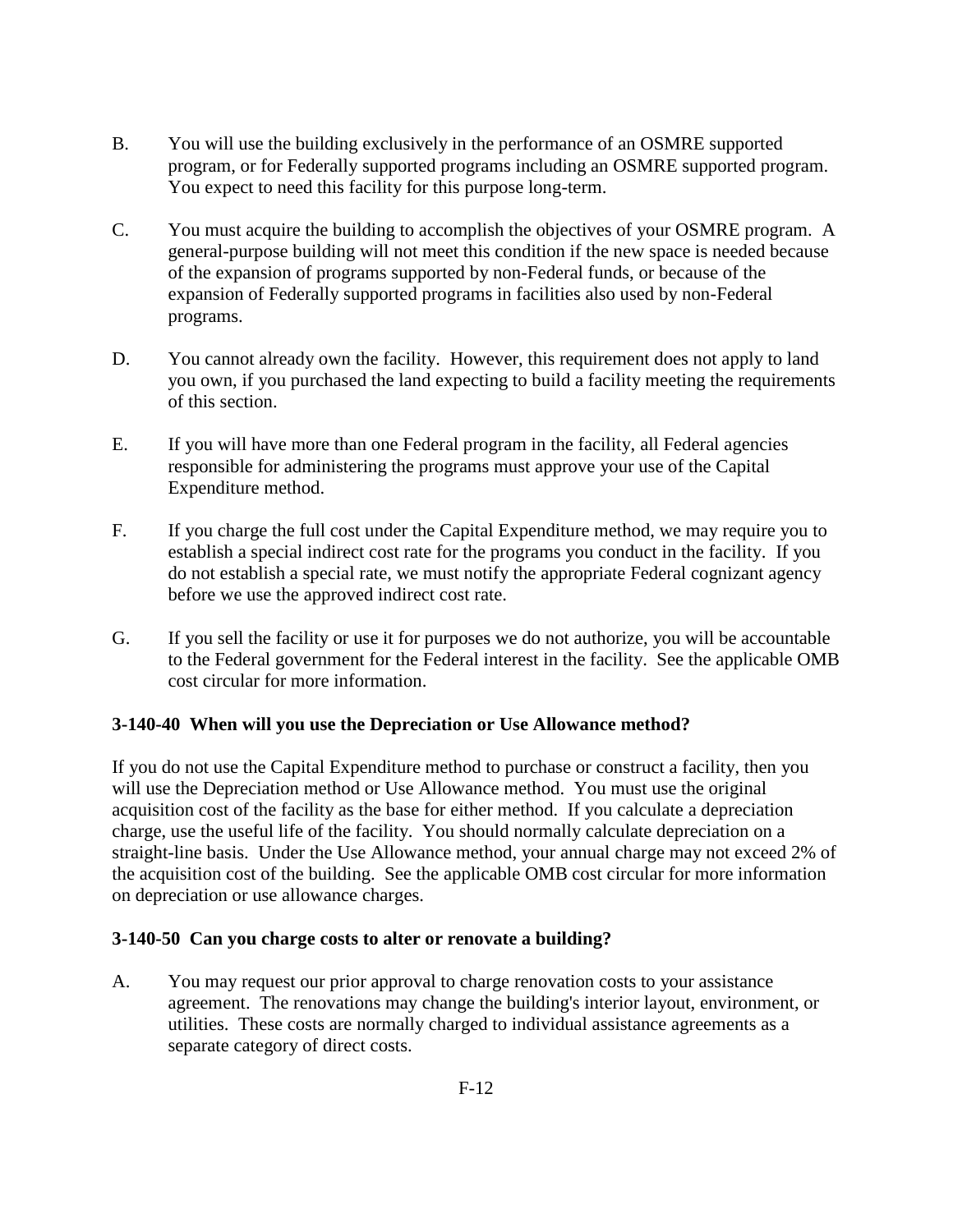B. You will use the building exclusively in the performance of an OSMRE supported program, or for Federally supported programs including an OSMRE supported program. You expect to need this facility for this purpose long-term.

C. You must acquire the building to accomplish the objectives of your OSMRE program. A general-purpose building will not meet this condition if the new space is needed because of the expansion of programs supported by non-Federal funds, or because of the expansion of Federally supported programs in facilities also used by non-Federal programs.

D. You cannot already own the facility. However, this requirement does not apply to land you own, if you purchased the land expecting to build a facility meeting the requirements of this section.

E. If you will have more than one Federal program in the facility, all Federal agencies responsible for administering the programs must approve your use of the Capital Expenditure method.

F. If you charge the full cost under the Capital Expenditure method, we may require you to establish a special indirect cost rate for the programs you conduct in the facility. If you do not establish a special rate, we must notify the appropriate Federal cognizant agency before we use the approved indirect cost rate.

G. If you sell the facility or use it for purposes we do not authorize, you will be accountable to the Federal government for the Federal interest in the facility. See the applicable OMB cost circular for more information.

### 3-140-40 When will you use the Depreciation or Use Allowance method?

If you do not use the Capital Expenditure method to purchase or construct a facility, then you will use the Depreciation method or Use Allowance method. You must use the original acquisition cost of the facility as the base for either method. If you calculate a depreciation charge, use the useful life of the facility. You should normally calculate depreciation on a straight-line basis. Under the Use Allowance method, your annual charge may not exceed 2% of the acquisition cost of the building. See the applicable OMB cost circular for more information on depreciation or use allowance charges.

### 3-140-50 Can you charge costs to alter or renovate a building?

A. You may request our prior approval to charge renovation costs to your assistance agreement. The renovations may change the building's interior layout, environment, or utilities. These costs are normally charged to individual assistance agreements as a separate category of direct costs.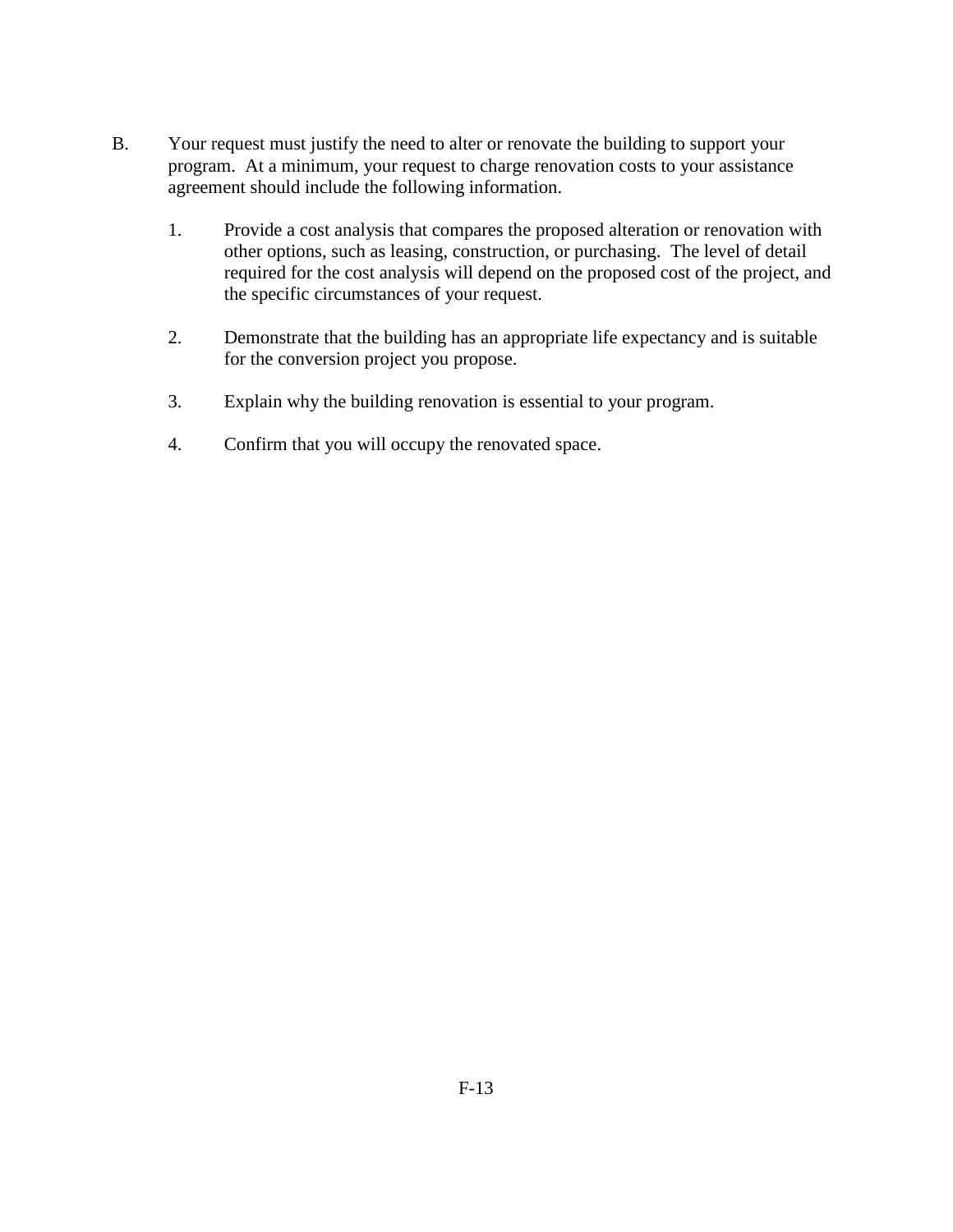B. Your request must justify the need to alter or renovate the building to support your program. At a minimum, your request to charge renovation costs to your assistance agreement should include the following information.

1. Provide a cost analysis that compares the proposed alteration or renovation with other options, such as leasing, construction, or purchasing. The level of detail required for the cost analysis will depend on the proposed cost of the project, and the specific circumstances of your request.

2. Demonstrate that the building has an appropriate life expectancy and is suitable for the conversion project you propose.

3. Explain why the building renovation is essential to your program.

4. Confirm that you will occupy the renovated space.